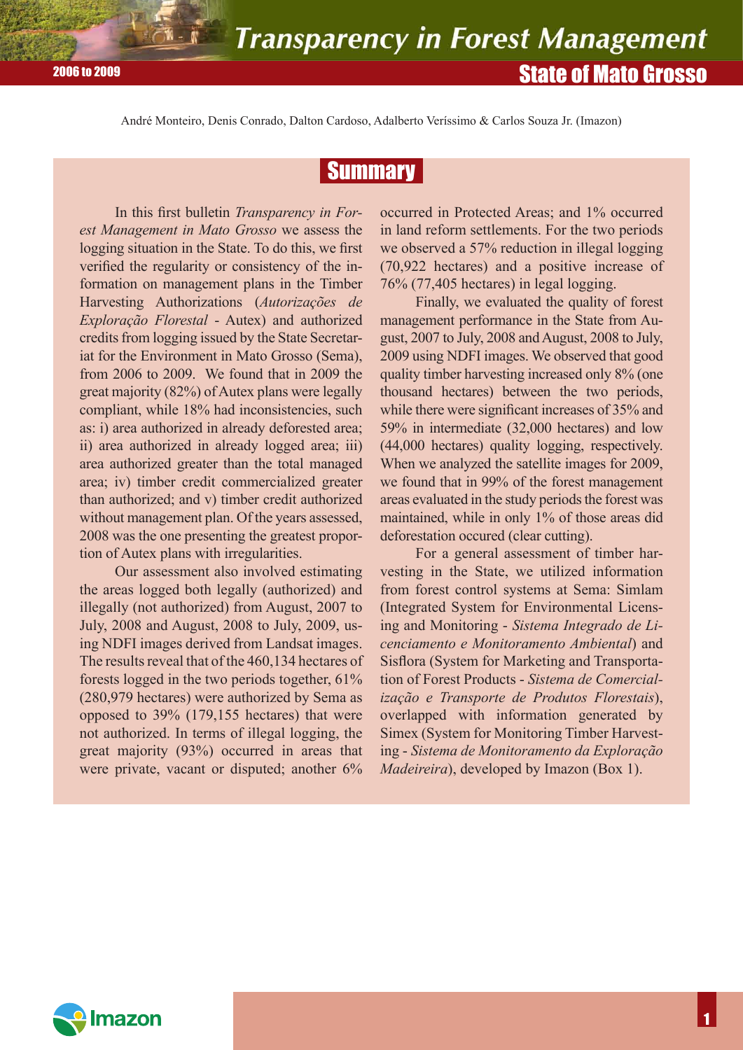# Transparency in Forest Management

## State of Mato Grosso

2006 to 2009

André Monteiro, Denis Conrado, Dalton Cardoso, Adalberto Veríssimo & Carlos Souza Jr. (Imazon)

## Summary

In this first bulletin *Transparency in Forest Management in Mato Grosso* we assess the logging situation in the State. To do this, we first verified the regularity or consistency of the information on management plans in the Timber Harvesting Authorizations (*Autorizações de Exploração Florestal* - Autex) and authorized credits from logging issued by the State Secretariat for the Environment in Mato Grosso (Sema), from 2006 to 2009. We found that in 2009 the great majority (82%) of Autex plans were legally compliant, while 18% had inconsistencies, such as: i) area authorized in already deforested area; ii) area authorized in already logged area; iii) area authorized greater than the total managed area; iv) timber credit commercialized greater than authorized; and v) timber credit authorized without management plan. Of the years assessed, 2008 was the one presenting the greatest proportion of Autex plans with irregularities.

Our assessment also involved estimating the areas logged both legally (authorized) and illegally (not authorized) from August, 2007 to July, 2008 and August, 2008 to July, 2009, using NDFI images derived from Landsat images. The results reveal that of the 460,134 hectares of forests logged in the two periods together, 61% (280,979 hectares) were authorized by Sema as opposed to 39% (179,155 hectares) that were not authorized. In terms of illegal logging, the great majority (93%) occurred in areas that were private, vacant or disputed; another 6% occurred in Protected Areas; and 1% occurred in land reform settlements. For the two periods we observed a 57% reduction in illegal logging (70,922 hectares) and a positive increase of 76% (77,405 hectares) in legal logging.

Finally, we evaluated the quality of forest management performance in the State from August, 2007 to July, 2008 and August, 2008 to July, 2009 using NDFI images. We observed that good quality timber harvesting increased only 8% (one thousand hectares) between the two periods, while there were significant increases of 35% and 59% in intermediate (32,000 hectares) and low (44,000 hectares) quality logging, respectively. When we analyzed the satellite images for 2009, we found that in 99% of the forest management areas evaluated in the study periods the forest was maintained, while in only 1% of those areas did deforestation occured (clear cutting).

For a general assessment of timber harvesting in the State, we utilized information from forest control systems at Sema: Simlam (Integrated System for Environmental Licensing and Monitoring - *Sistema Integrado de Licenciamento e Monitoramento Ambiental*) and Sisflora (System for Marketing and Transportation of Forest Products - *Sistema de Comercialização e Transporte de Produtos Florestais*), overlapped with information generated by Simex (System for Monitoring Timber Harvesting - *Sistema de Monitoramento da Exploração Madeireira*), developed by Imazon (Box 1).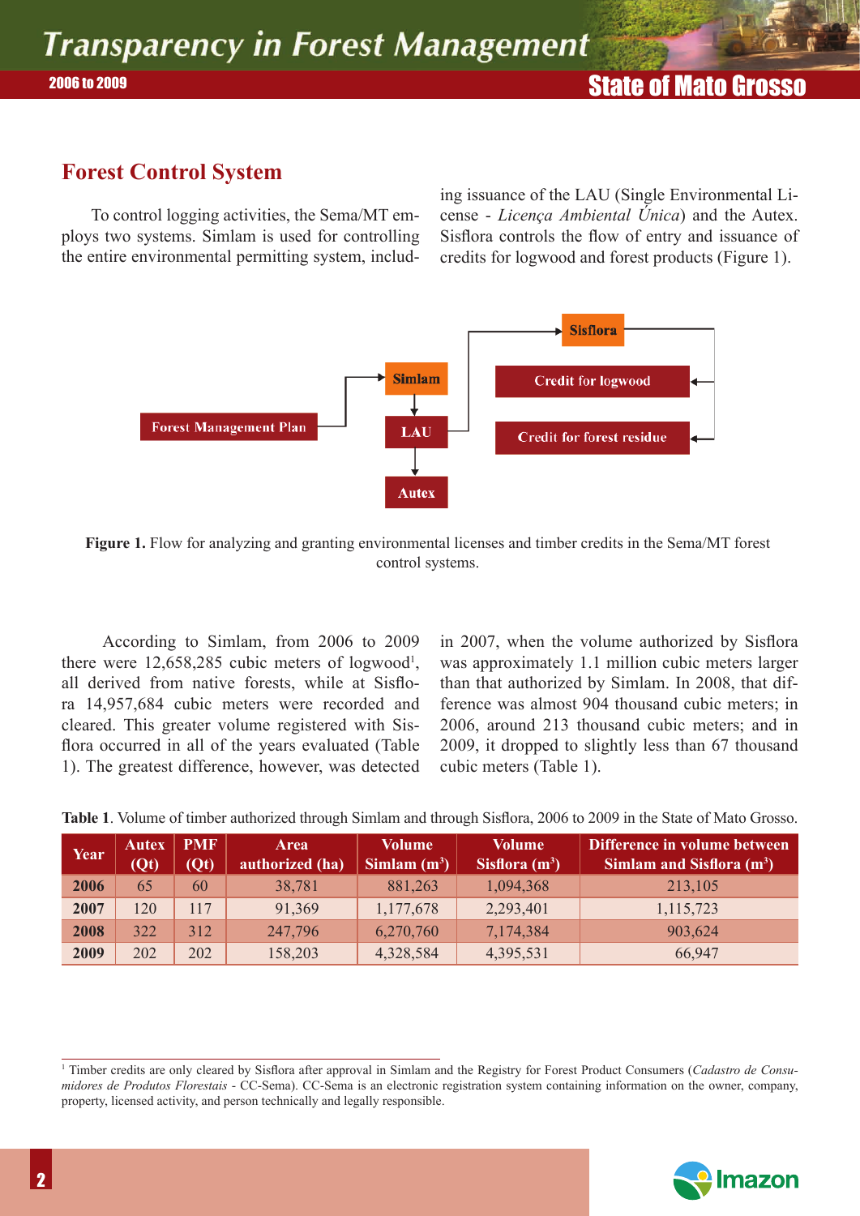## Forest Control System

To control logging activities, the Sema/MT employs two systems. Simlam is used for controlling the entire environmental permitting system, including issuance of the LAU (Single Environmental License - *Licença Ambiental Única*) and the Autex. Sisflora controls the flow of entry and issuance of credits for logwood and forest products (Figure 1).

Forest Management Plan → Simlam → LAU → Autex

LAU → Sisflora → Credit for logwood; Credit for forest residue

**Figure 1.** Flow for analyzing and granting environmental licenses and timber credits in the Sema/MT forest control systems.

According to Simlam, from 2006 to 2009 there were 12,658,285 cubic meters of logwood[1], all derived from native forests, while at Sisflora 14,957,684 cubic meters were recorded and cleared. This greater volume registered with Sisflora occurred in all of the years evaluated (Table 1). The greatest difference, however, was detected in 2007, when the volume authorized by Sisflora was approximately 1.1 million cubic meters larger than that authorized by Simlam. In 2008, that difference was almost 904 thousand cubic meters; in 2006, around 213 thousand cubic meters; and in 2009, it dropped to slightly less than 67 thousand cubic meters (Table 1).

**Table 1**. Volume of timber authorized through Simlam and through Sisflora, 2006 to 2009 in the State of Mato Grosso.

| Year | Autex (Qt) | PMF (Qt) | Area authorized (ha) | Volume Simlam ($m^3$) | Volume Sisflora ($m^3$) | Difference in volume between Simlam and Sisflora ($m^3$) |
|---|---|---|---|---|---|---|
| **2006** | 65 | 60 | 38,781 | 881,263 | 1,094,368 | 213,105 |
| **2007** | 120 | 117 | 91,369 | 1,177,678 | 2,293,401 | 1,115,723 |
| **2008** | 322 | 312 | 247,796 | 6,270,760 | 7,174,384 | 903,624 |
| **2009** | 202 | 202 | 158,203 | 4,328,584 | 4,395,531 | 66,947 |

[1] Timber credits are only cleared by Sisflora after approval in Simlam and the Registry for Forest Product Consumers (*Cadastro de Consumidores de Produtos Florestais* - CC-Sema). CC-Sema is an electronic registration system containing information on the owner, company, property, licensed activity, and person technically and legally responsible.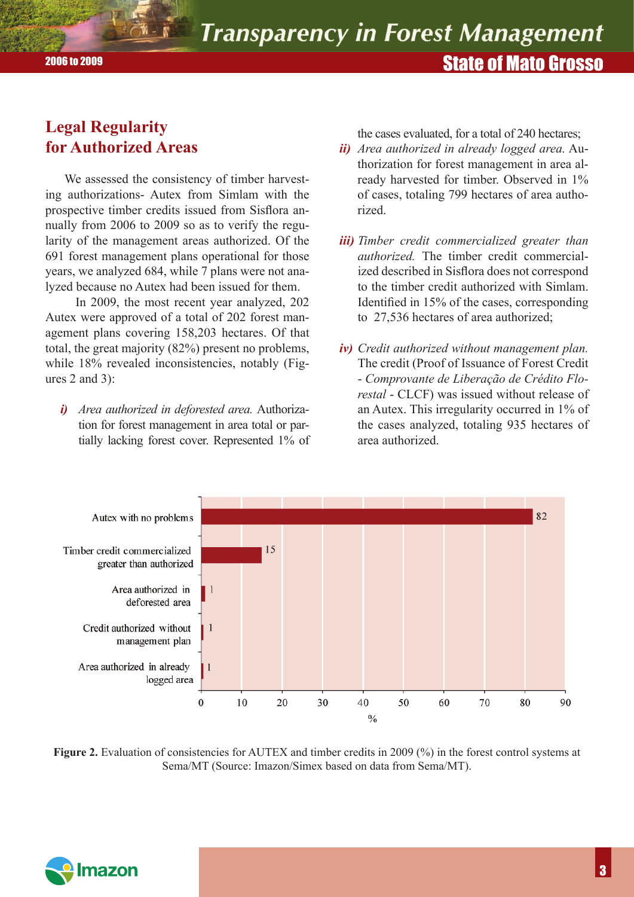## Legal Regularity for Authorized Areas

We assessed the consistency of timber harvesting authorizations- Autex from Simlam with the prospective timber credits issued from Sisflora annually from 2006 to 2009 so as to verify the regularity of the management areas authorized. Of the 691 forest management plans operational for those years, we analyzed 684, while 7 plans were not analyzed because no Autex had been issued for them.

In 2009, the most recent year analyzed, 202 Autex were approved of a total of 202 forest management plans covering 158,203 hectares. Of that total, the great majority (82%) present no problems, while 18% revealed inconsistencies, notably (Figures 2 and 3):

***i)*** *Area authorized in deforested area.* Authorization for forest management in area total or partially lacking forest cover. Represented 1% of the cases evaluated, for a total of 240 hectares;

***ii)*** *Area authorized in already logged area.* Authorization for forest management in area already harvested for timber. Observed in 1% of cases, totaling 799 hectares of area authorized.

***iii)*** *Timber credit commercialized greater than authorized.* The timber credit commercialized described in Sisflora does not correspond to the timber credit authorized with Simlam. Identified in 15% of the cases, corresponding to 27,536 hectares of area authorized;

***iv)*** *Credit authorized without management plan.* The credit (Proof of Issuance of Forest Credit - *Comprovante de Liberação de Crédito Florestal* - CLCF) was issued without release of an Autex. This irregularity occurred in 1% of the cases analyzed, totaling 935 hectares of area authorized.

| Category | % |
|---|---|
| Autex with no problems | 82 |
| Timber credit commercialized greater than authorized | 15 |
| Area authorized in deforested area | 1 |
| Credit authorized without management plan | 1 |
| Area authorized in already logged area | 1 |

**Figure 2.** Evaluation of consistencies for AUTEX and timber credits in 2009 (%) in the forest control systems at Sema/MT (Source: Imazon/Simex based on data from Sema/MT).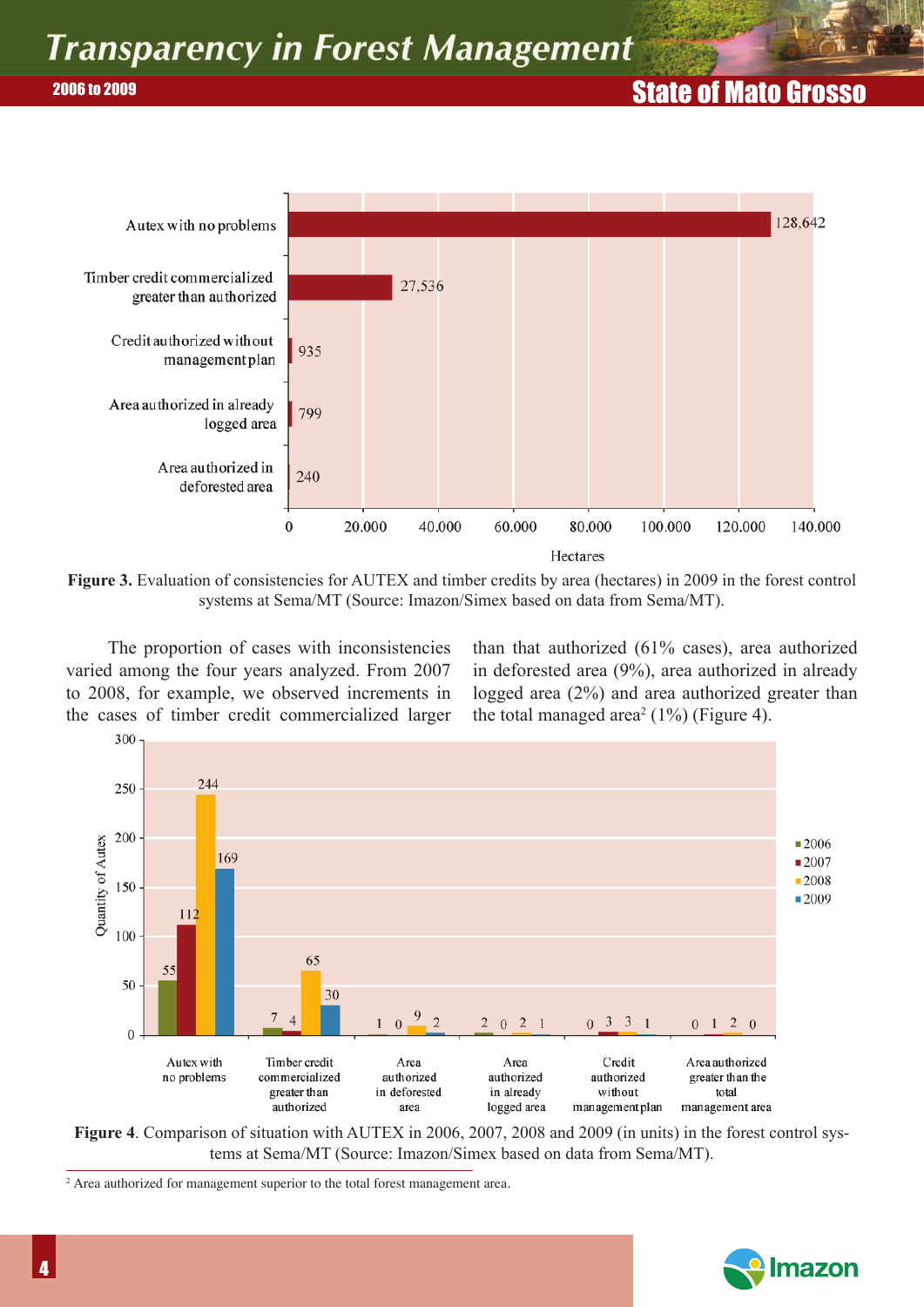**Figure 3.** Evaluation of consistencies for AUTEX and timber credits by area (hectares) in 2009 in the forest control systems at Sema/MT (Source: Imazon/Simex based on data from Sema/MT).

| Category | Hectares |
|---|---|
| Autex with no problems | 128,642 |
| Timber credit commercialized greater than authorized | 27,536 |
| Credit authorized without management plan | 935 |
| Area authorized in already logged area | 799 |
| Area authorized in deforested area | 240 |

The proportion of cases with inconsistencies varied among the four years analyzed. From 2007 to 2008, for example, we observed increments in the cases of timber credit commercialized larger than that authorized (61% cases), area authorized in deforested area (9%), area authorized in already logged area (2%) and area authorized greater than the total managed area[2] (1%) (Figure 4).

| Quantity of Autex | 2006 | 2007 | 2008 | 2009 |
|---|---|---|---|---|
| Autex with no problems | 55 | 112 | 244 | 169 |
| Timber credit commercialized greater than authorized | 7 | 4 | 65 | 30 |
| Area authorized in deforested area | 1 | 0 | 9 | 2 |
| Area authorized in already logged area | 2 | 0 | 2 | 1 |
| Credit authorized without management plan | 0 | 3 | 3 | 1 |
| Area authorized greater than the total management area | 0 | 1 | 2 | 0 |

**Figure 4**. Comparison of situation with AUTEX in 2006, 2007, 2008 and 2009 (in units) in the forest control systems at Sema/MT (Source: Imazon/Simex based on data from Sema/MT).

[2] Area authorized for management superior to the total forest management area.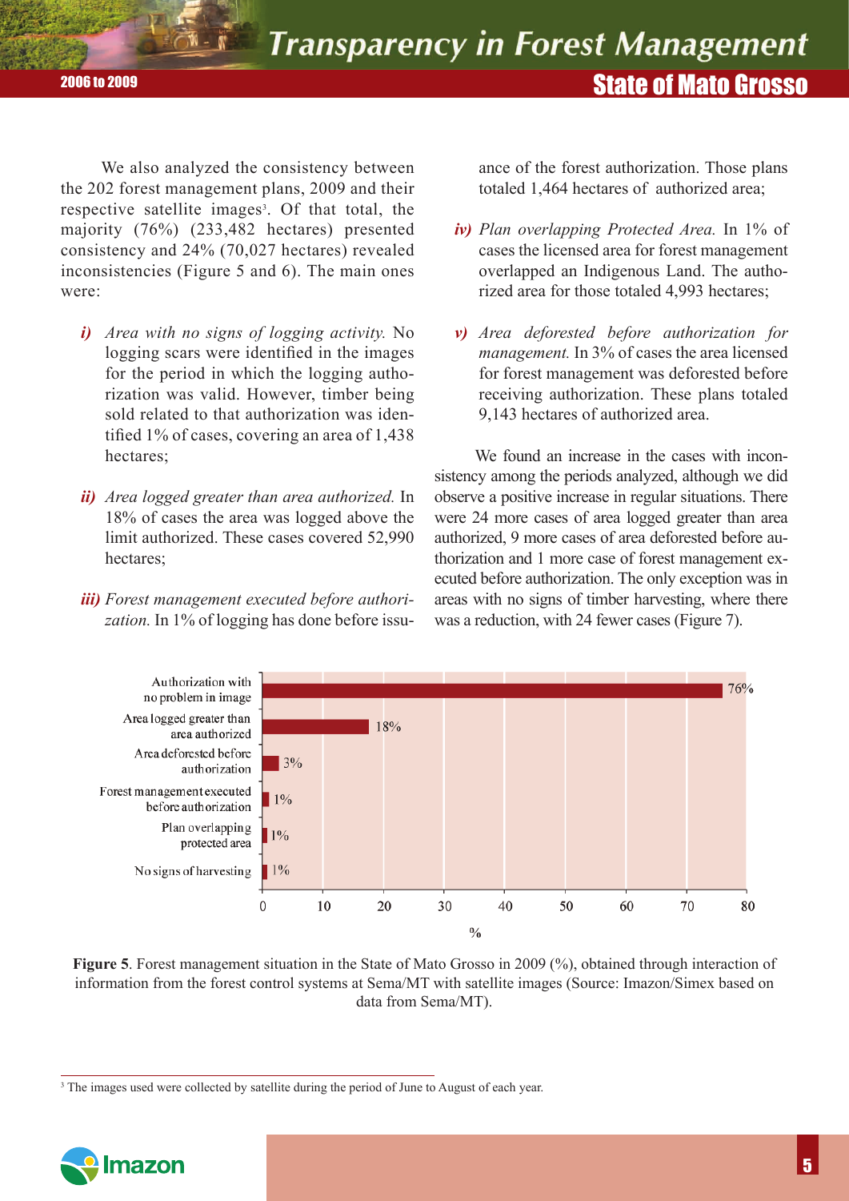We also analyzed the consistency between the 202 forest management plans, 2009 and their respective satellite images[3]. Of that total, the majority (76%) (233,482 hectares) presented consistency and 24% (70,027 hectares) revealed inconsistencies (Figure 5 and 6). The main ones were:

***i)*** *Area with no signs of logging activity.* No logging scars were identified in the images for the period in which the logging authorization was valid. However, timber being sold related to that authorization was identified 1% of cases, covering an area of 1,438 hectares;

***ii)*** *Area logged greater than area authorized.* In 18% of cases the area was logged above the limit authorized. These cases covered 52,990 hectares;

***iii)*** *Forest management executed before authorization.* In 1% of logging has done before issuance of the forest authorization. Those plans totaled 1,464 hectares of authorized area;

***iv)*** *Plan overlapping Protected Area.* In 1% of cases the licensed area for forest management overlapped an Indigenous Land. The authorized area for those totaled 4,993 hectares;

***v)*** *Area deforested before authorization for management.* In 3% of cases the area licensed for forest management was deforested before receiving authorization. These plans totaled 9,143 hectares of authorized area.

We found an increase in the cases with inconsistency among the periods analyzed, although we did observe a positive increase in regular situations. There were 24 more cases of area logged greater than area authorized, 9 more cases of area deforested before authorization and 1 more case of forest management executed before authorization. The only exception was in areas with no signs of timber harvesting, where there was a reduction, with 24 fewer cases (Figure 7).

| Situation | % |
|---|---|
| Authorization with no problem in image | 76% |
| Area logged greater than area authorized | 18% |
| Area deforested before authorization | 3% |
| Forest management executed before authorization | 1% |
| Plan overlapping protected area | 1% |
| No signs of harvesting | 1% |

**Figure 5**. Forest management situation in the State of Mato Grosso in 2009 (%), obtained through interaction of information from the forest control systems at Sema/MT with satellite images (Source: Imazon/Simex based on data from Sema/MT).

[3] The images used were collected by satellite during the period of June to August of each year.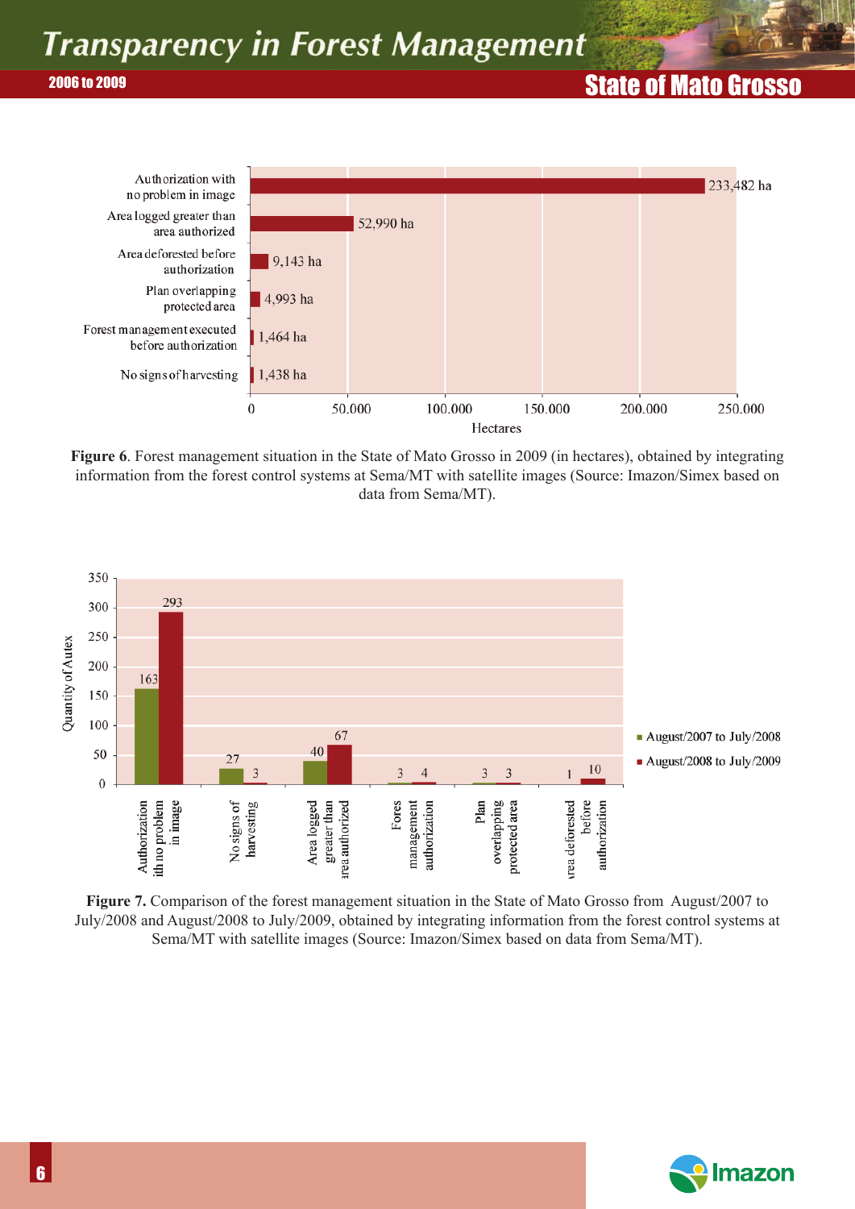| Category | Area |
| --- | --- |
| Authorization with no problem in image | 233,482 ha |
| Area logged greater than area authorized | 52,990 ha |
| Area deforested before authorization | 9,143 ha |
| Plan overlapping protected area | 4,993 ha |
| Forest management executed before authorization | 1,464 ha |
| No signs of harvesting | 1,438 ha |

**Figure 6**. Forest management situation in the State of Mato Grosso in 2009 (in hectares), obtained by integrating information from the forest control systems at Sema/MT with satellite images (Source: Imazon/Simex based on data from Sema/MT).

| Quantity of Autex | August/2007 to July/2008 | August/2008 to July/2009 |
| --- | --- | --- |
| Authorization with no problem in image | 163 | 293 |
| No signs of harvesting | 27 | 3 |
| Area logged greater than area authorized | 40 | 67 |
| Forest management authorization | 3 | 4 |
| Plan overlapping protected area | 3 | 3 |
| Area deforested before authorization | 1 | 10 |

**Figure 7.** Comparison of the forest management situation in the State of Mato Grosso from August/2007 to July/2008 and August/2008 to July/2009, obtained by integrating information from the forest control systems at Sema/MT with satellite images (Source: Imazon/Simex based on data from Sema/MT).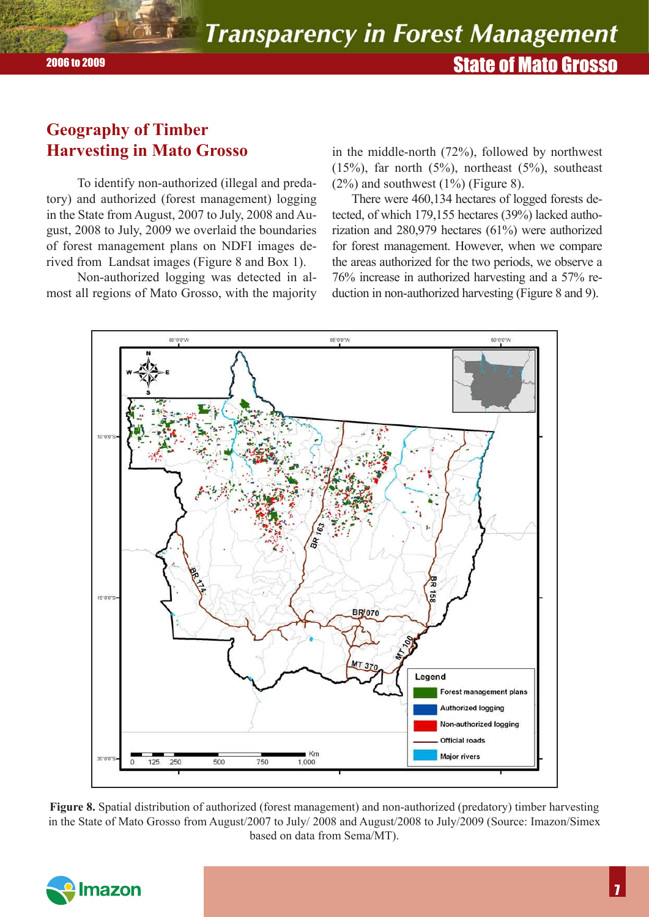## Geography of Timber Harvesting in Mato Grosso

To identify non-authorized (illegal and predatory) and authorized (forest management) logging in the State from August, 2007 to July, 2008 and August, 2008 to July, 2009 we overlaid the boundaries of forest management plans on NDFI images derived from Landsat images (Figure 8 and Box 1).

Non-authorized logging was detected in almost all regions of Mato Grosso, with the majority in the middle-north (72%), followed by northwest (15%), far north (5%), northeast (5%), southeast (2%) and southwest (1%) (Figure 8).

There were 460,134 hectares of logged forests detected, of which 179,155 hectares (39%) lacked authorization and 280,979 hectares (61%) were authorized for forest management. However, when we compare the areas authorized for the two periods, we observe a 76% increase in authorized harvesting and a 57% reduction in non-authorized harvesting (Figure 8 and 9).

**Figure 8.** Spatial distribution of authorized (forest management) and non-authorized (predatory) timber harvesting in the State of Mato Grosso from August/2007 to July/ 2008 and August/2008 to July/2009 (Source: Imazon/Simex based on data from Sema/MT).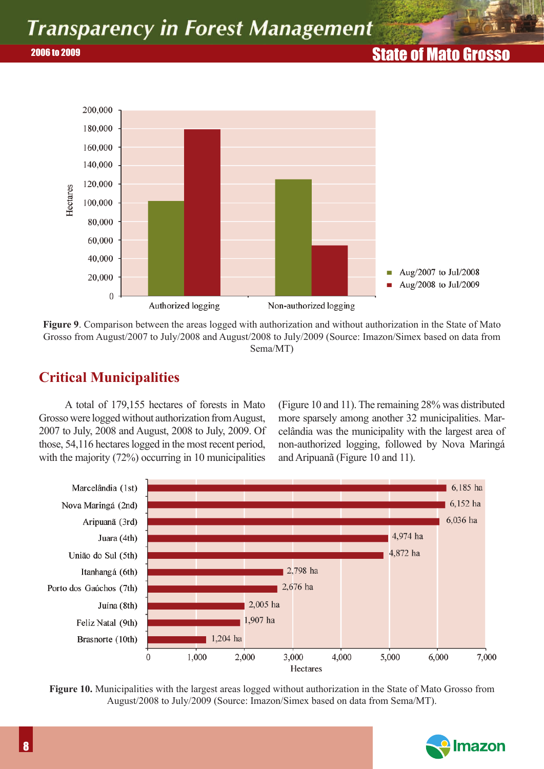Figure 9. Comparison between the areas logged with authorization and without authorization in the State of Mato Grosso from August/2007 to July/2008 and August/2008 to July/2009 (Source: Imazon/Simex based on data from Sema/MT)

## Critical Municipalities

A total of 179,155 hectares of forests in Mato Grosso were logged without authorization from August, 2007 to July, 2008 and August, 2008 to July, 2009. Of those, 54,116 hectares logged in the most recent period, with the majority (72%) occurring in 10 municipalities (Figure 10 and 11). The remaining 28% was distributed more sparsely among another 32 municipalities. Marcelândia was the municipality with the largest area of non-authorized logging, followed by Nova Maringá and Aripuanã (Figure 10 and 11).

Figure 10. Municipalities with the largest areas logged without authorization in the State of Mato Grosso from August/2008 to July/2009 (Source: Imazon/Simex based on data from Sema/MT).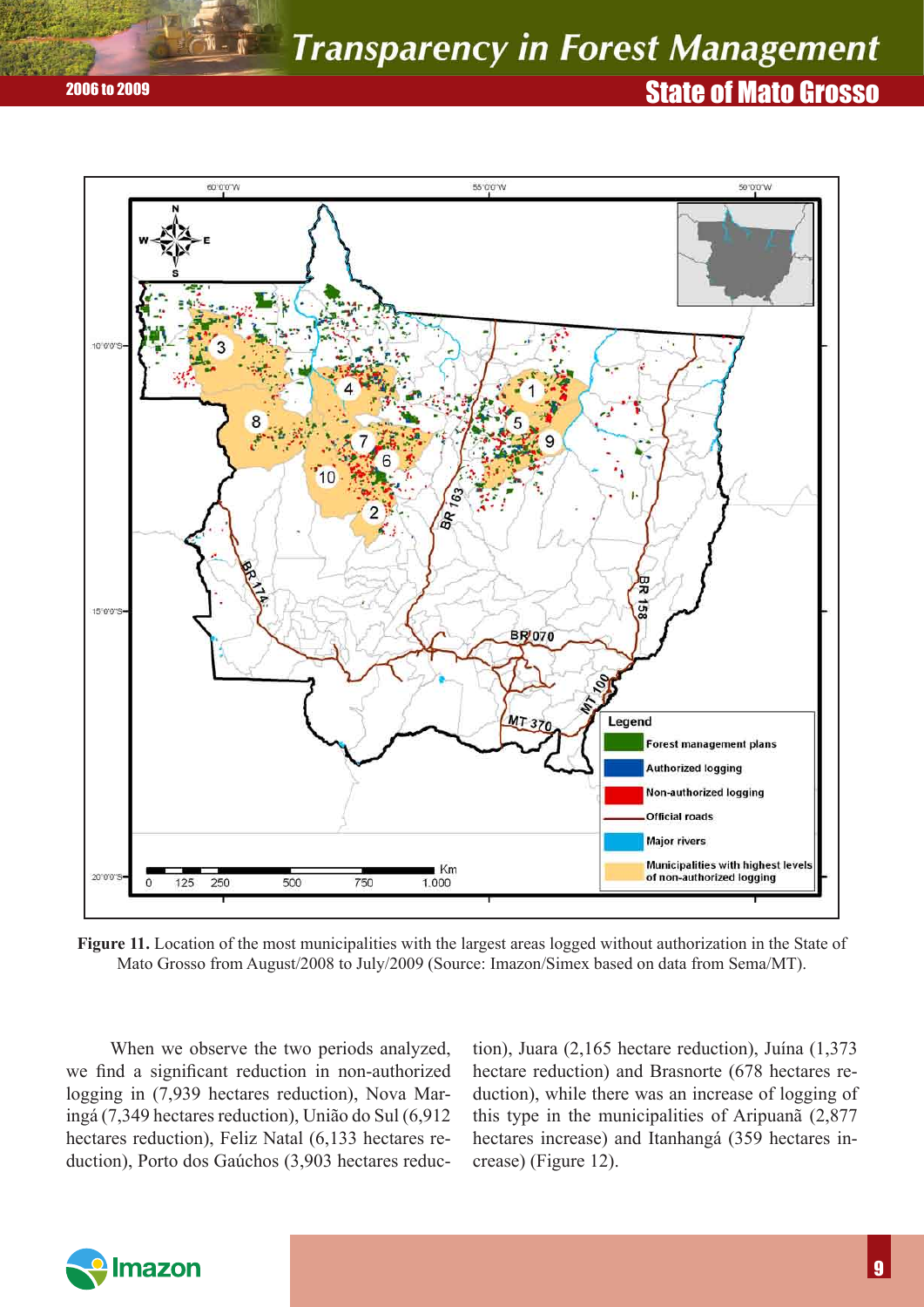**Figure 11.** Location of the most municipalities with the largest areas logged without authorization in the State of Mato Grosso from August/2008 to July/2009 (Source: Imazon/Simex based on data from Sema/MT).

When we observe the two periods analyzed, we find a significant reduction in non-authorized logging in (7,939 hectares reduction), Nova Maringá (7,349 hectares reduction), União do Sul (6,912 hectares reduction), Feliz Natal (6,133 hectares reduction), Porto dos Gaúchos (3,903 hectares reduction), Juara (2,165 hectare reduction), Juína (1,373 hectare reduction) and Brasnorte (678 hectares reduction), while there was an increase of logging of this type in the municipalities of Aripuanã (2,877 hectares increase) and Itanhangá (359 hectares increase) (Figure 12).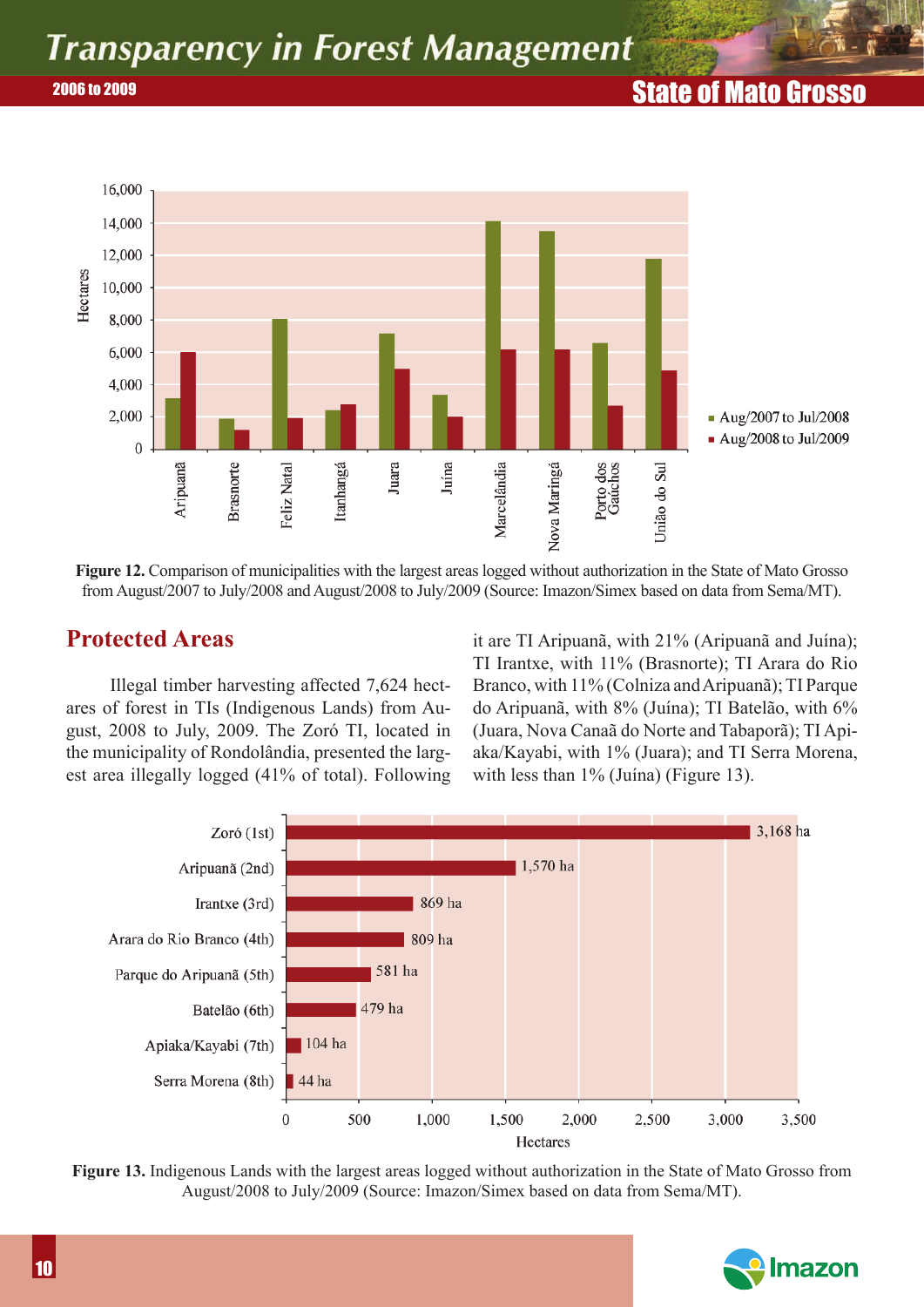**Figure 12.** Comparison of municipalities with the largest areas logged without authorization in the State of Mato Grosso from August/2007 to July/2008 and August/2008 to July/2009 (Source: Imazon/Simex based on data from Sema/MT).

## Protected Areas

Illegal timber harvesting affected 7,624 hectares of forest in TIs (Indigenous Lands) from August, 2008 to July, 2009. The Zoró TI, located in the municipality of Rondolândia, presented the largest area illegally logged (41% of total). Following it are TI Aripuanã, with 21% (Aripuanã and Juína); TI Irantxe, with 11% (Brasnorte); TI Arara do Rio Branco, with 11% (Colniza and Aripuanã); TI Parque do Aripuanã, with 8% (Juína); TI Batelão, with 6% (Juara, Nova Canaã do Norte and Tabaporã); TI Apiaka/Kayabi, with 1% (Juara); and TI Serra Morena, with less than 1% (Juína) (Figure 13).

**Figure 13.** Indigenous Lands with the largest areas logged without authorization in the State of Mato Grosso from August/2008 to July/2009 (Source: Imazon/Simex based on data from Sema/MT).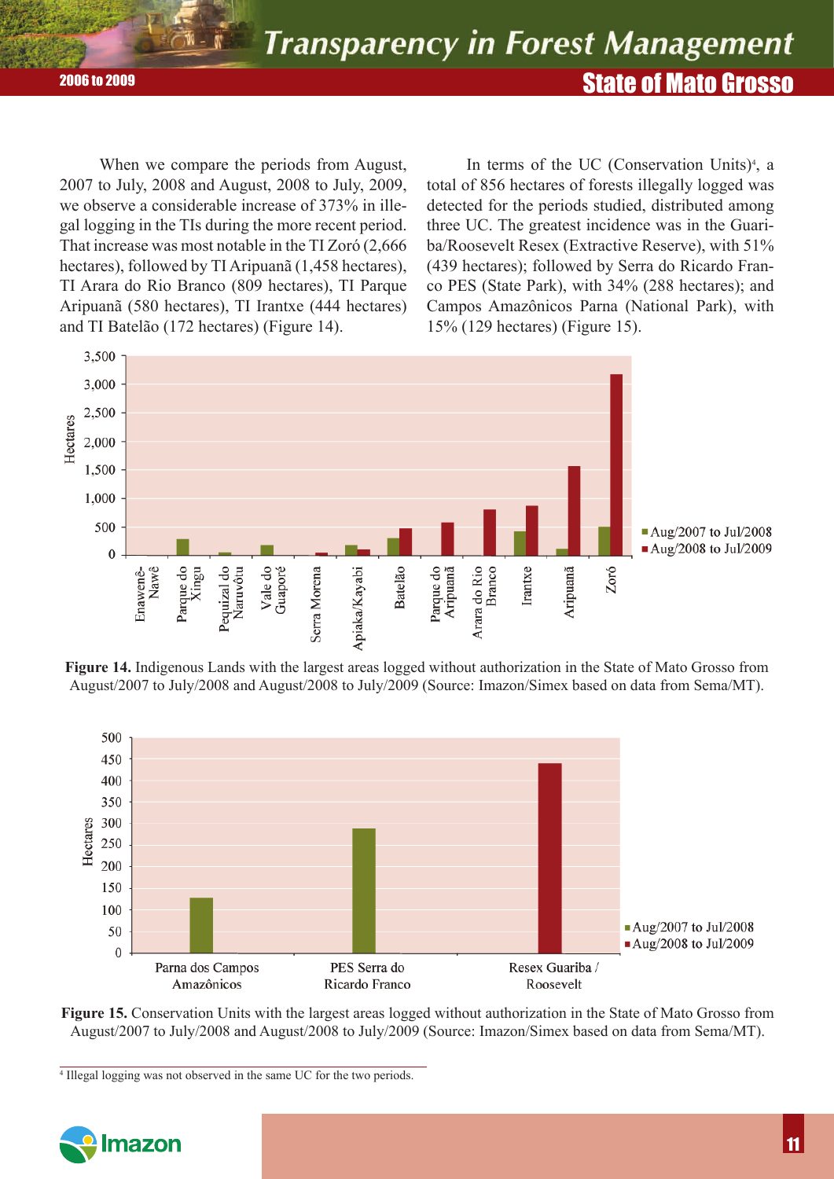When we compare the periods from August, 2007 to July, 2008 and August, 2008 to July, 2009, we observe a considerable increase of 373% in illegal logging in the TIs during the more recent period. That increase was most notable in the TI Zoró (2,666 hectares), followed by TI Aripuanã (1,458 hectares), TI Arara do Rio Branco (809 hectares), TI Parque Aripuanã (580 hectares), TI Irantxe (444 hectares) and TI Batelão (172 hectares) (Figure 14).

In terms of the UC (Conservation Units)[4], a total of 856 hectares of forests illegally logged was detected for the periods studied, distributed among three UC. The greatest incidence was in the Guariba/Roosevelt Resex (Extractive Reserve), with 51% (439 hectares); followed by Serra do Ricardo Franco PES (State Park), with 34% (288 hectares); and Campos Amazônicos Parna (National Park), with 15% (129 hectares) (Figure 15).

**Figure 14.** Indigenous Lands with the largest areas logged without authorization in the State of Mato Grosso from August/2007 to July/2008 and August/2008 to July/2009 (Source: Imazon/Simex based on data from Sema/MT).

**Figure 15.** Conservation Units with the largest areas logged without authorization in the State of Mato Grosso from August/2007 to July/2008 and August/2008 to July/2009 (Source: Imazon/Simex based on data from Sema/MT).

[4] Illegal logging was not observed in the same UC for the two periods.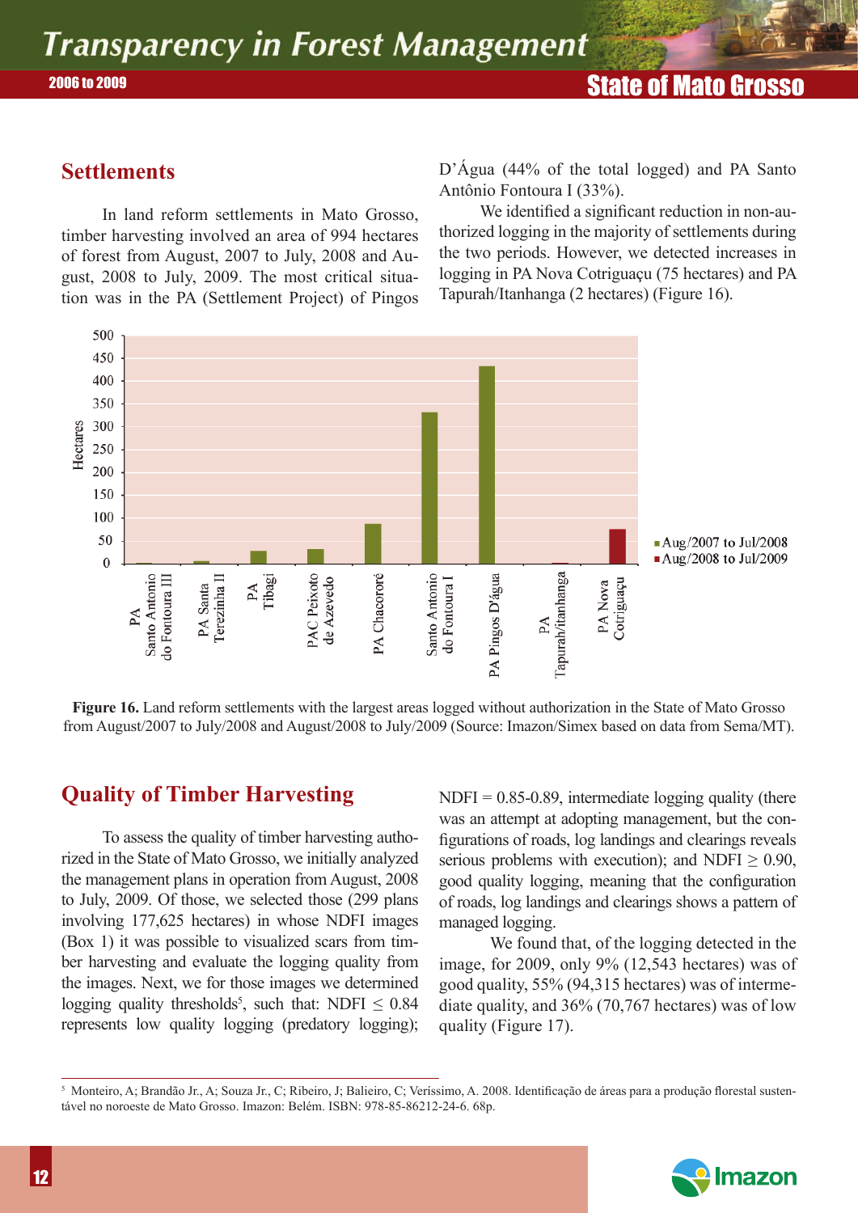## Settlements

In land reform settlements in Mato Grosso, timber harvesting involved an area of 994 hectares of forest from August, 2007 to July, 2008 and August, 2008 to July, 2009. The most critical situation was in the PA (Settlement Project) of Pingos D'Água (44% of the total logged) and PA Santo Antônio Fontoura I (33%).

We identified a significant reduction in non-authorized logging in the majority of settlements during the two periods. However, we detected increases in logging in PA Nova Cotriguaçu (75 hectares) and PA Tapurah/Itanhanga (2 hectares) (Figure 16).

**Figure 16.** Land reform settlements with the largest areas logged without authorization in the State of Mato Grosso from August/2007 to July/2008 and August/2008 to July/2009 (Source: Imazon/Simex based on data from Sema/MT).

## Quality of Timber Harvesting

To assess the quality of timber harvesting authorized in the State of Mato Grosso, we initially analyzed the management plans in operation from August, 2008 to July, 2009. Of those, we selected those (299 plans involving 177,625 hectares) in whose NDFI images (Box 1) it was possible to visualized scars from timber harvesting and evaluate the logging quality from the images. Next, we for those images we determined logging quality thresholds[5], such that: NDFI $\leq$ 0.84 represents low quality logging (predatory logging); NDFI = 0.85-0.89, intermediate logging quality (there was an attempt at adopting management, but the configurations of roads, log landings and clearings reveals serious problems with execution); and NDFI $\geq$ 0.90, good quality logging, meaning that the configuration of roads, log landings and clearings shows a pattern of managed logging.

We found that, of the logging detected in the image, for 2009, only 9% (12,543 hectares) was of good quality, 55% (94,315 hectares) was of intermediate quality, and 36% (70,767 hectares) was of low quality (Figure 17).

---

[5] Monteiro, A; Brandão Jr., A; Souza Jr., C; Ribeiro, J; Balieiro, C; Veríssimo, A. 2008. Identificação de áreas para a produção florestal sustentável no noroeste de Mato Grosso. Imazon: Belém. ISBN: 978-85-86212-24-6. 68p.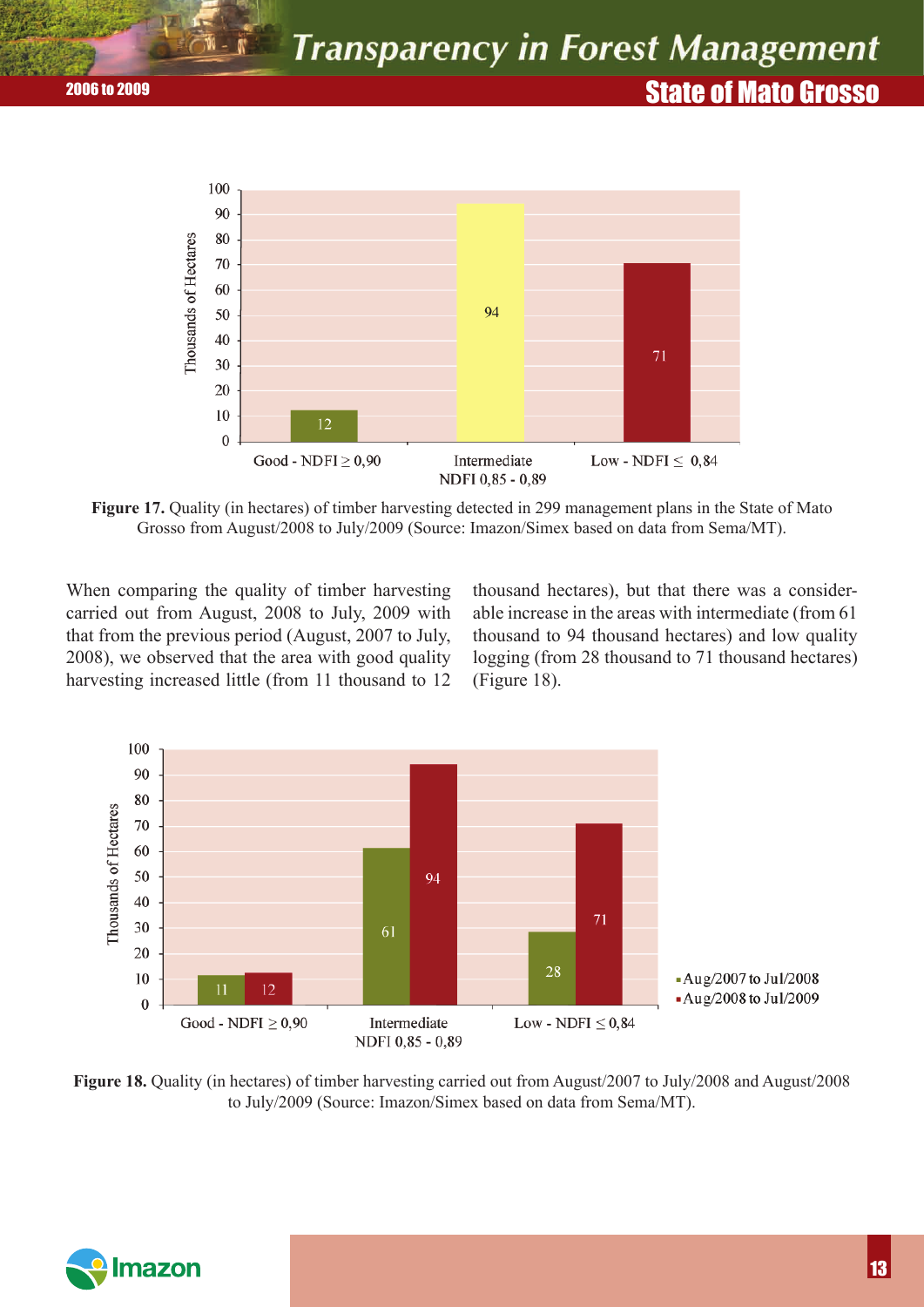**Figure 17.** Quality (in hectares) of timber harvesting detected in 299 management plans in the State of Mato Grosso from August/2008 to July/2009 (Source: Imazon/Simex based on data from Sema/MT).

When comparing the quality of timber harvesting carried out from August, 2008 to July, 2009 with that from the previous period (August, 2007 to July, 2008), we observed that the area with good quality harvesting increased little (from 11 thousand to 12 thousand hectares), but that there was a considerable increase in the areas with intermediate (from 61 thousand to 94 thousand hectares) and low quality logging (from 28 thousand to 71 thousand hectares) (Figure 18).

**Figure 18.** Quality (in hectares) of timber harvesting carried out from August/2007 to July/2008 and August/2008 to July/2009 (Source: Imazon/Simex based on data from Sema/MT).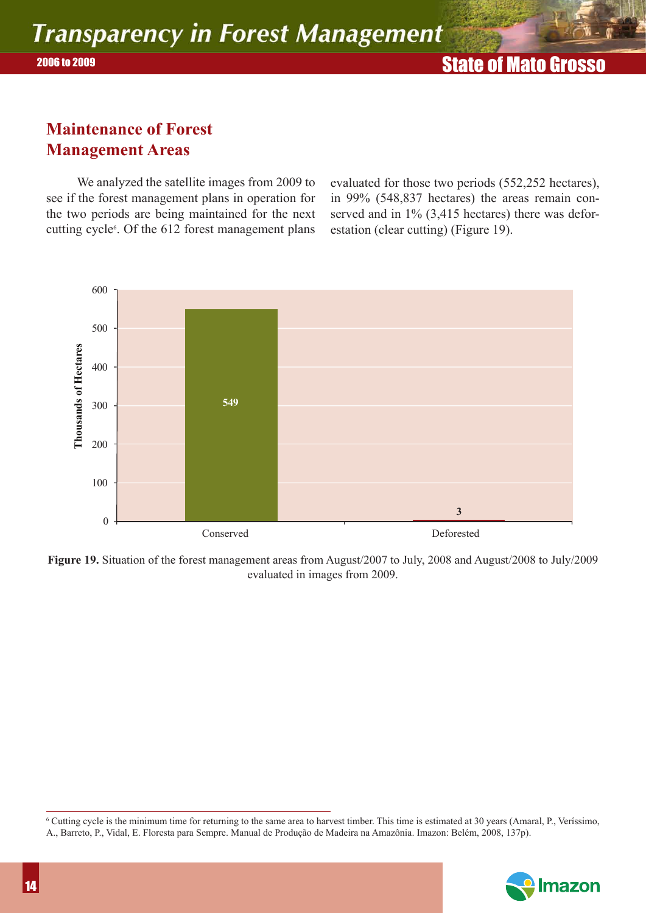## Maintenance of Forest Management Areas

We analyzed the satellite images from 2009 to see if the forest management plans in operation for the two periods are being maintained for the next cutting cycle[6]. Of the 612 forest management plans evaluated for those two periods (552,252 hectares), in 99% (548,837 hectares) the areas remain conserved and in 1% (3,415 hectares) there was deforestation (clear cutting) (Figure 19).

| | Thousands of Hectares |
|---|---|
| Conserved | 549 |
| Deforested | 3 |

**Figure 19.** Situation of the forest management areas from August/2007 to July, 2008 and August/2008 to July/2009 evaluated in images from 2009.

---

[6] Cutting cycle is the minimum time for returning to the same area to harvest timber. This time is estimated at 30 years (Amaral, P., Veríssimo, A., Barreto, P., Vidal, E. Floresta para Sempre. Manual de Produção de Madeira na Amazônia. Imazon: Belém, 2008, 137p).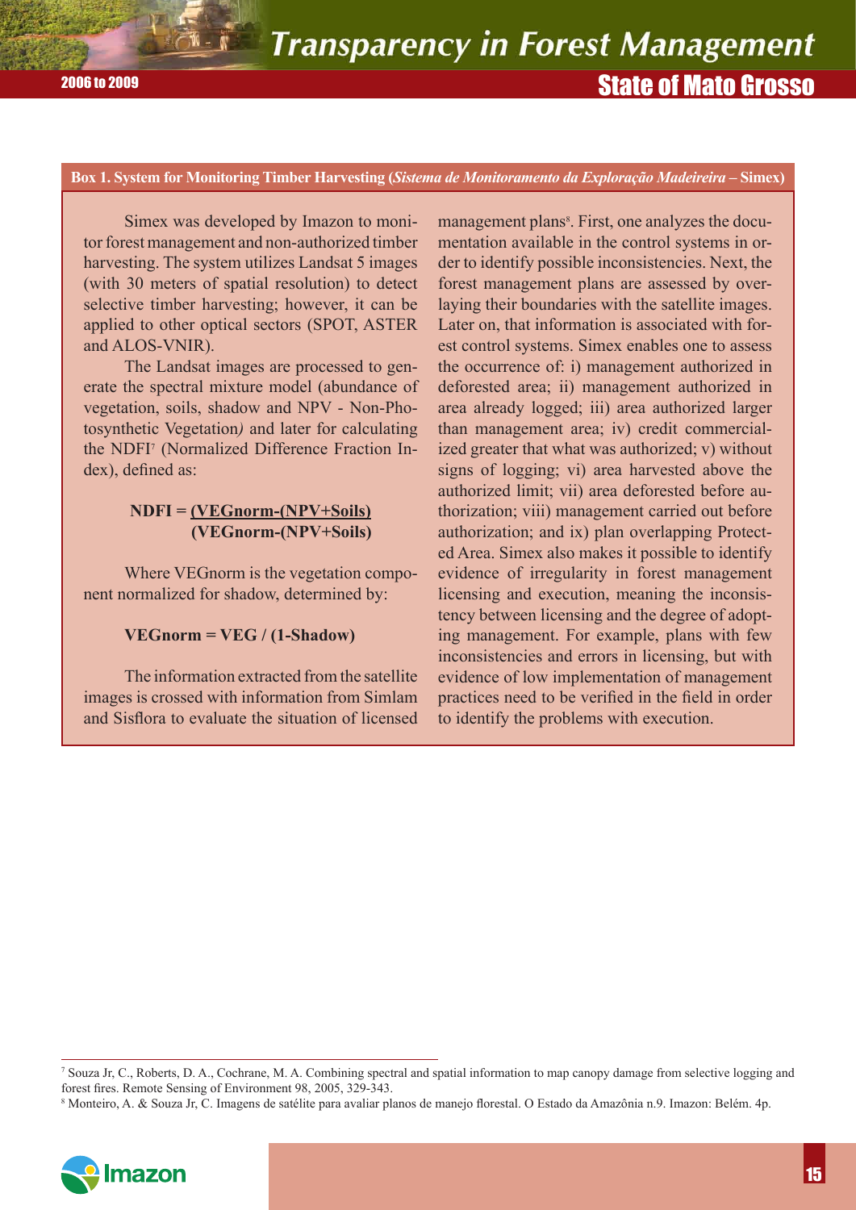### Box 1. System for Monitoring Timber Harvesting (*Sistema de Monitoramento da Exploração Madeireira* – Simex)

Simex was developed by Imazon to monitor forest management and non-authorized timber harvesting. The system utilizes Landsat 5 images (with 30 meters of spatial resolution) to detect selective timber harvesting; however, it can be applied to other optical sectors (SPOT, ASTER and ALOS-VNIR).

The Landsat images are processed to generate the spectral mixture model (abundance of vegetation, soils, shadow and NPV - Non-Photosynthetic Vegetation*)* and later for calculating the NDFI[7] (Normalized Difference Fraction Index), defined as:

$$NDFI = \frac{VEGnorm-(NPV+Soils)}{VEGnorm-(NPV+Soils)}$$

Where VEGnorm is the vegetation component normalized for shadow, determined by:

$$VEGnorm = VEG / (1-Shadow)$$

The information extracted from the satellite images is crossed with information from Simlam and Sisflora to evaluate the situation of licensed management plans[8]. First, one analyzes the documentation available in the control systems in order to identify possible inconsistencies. Next, the forest management plans are assessed by overlaying their boundaries with the satellite images. Later on, that information is associated with forest control systems. Simex enables one to assess the occurrence of: i) management authorized in deforested area; ii) management authorized in area already logged; iii) area authorized larger than management area; iv) credit commercialized greater that what was authorized; v) without signs of logging; vi) area harvested above the authorized limit; vii) area deforested before authorization; viii) management carried out before authorization; and ix) plan overlapping Protected Area. Simex also makes it possible to identify evidence of irregularity in forest management licensing and execution, meaning the inconsistency between licensing and the degree of adopting management. For example, plans with few inconsistencies and errors in licensing, but with evidence of low implementation of management practices need to be verified in the field in order to identify the problems with execution.

---

[7] Souza Jr, C., Roberts, D. A., Cochrane, M. A. Combining spectral and spatial information to map canopy damage from selective logging and forest fires. Remote Sensing of Environment 98, 2005, 329-343.

[8] Monteiro, A. & Souza Jr, C. Imagens de satélite para avaliar planos de manejo florestal. O Estado da Amazônia n.9. Imazon: Belém. 4p.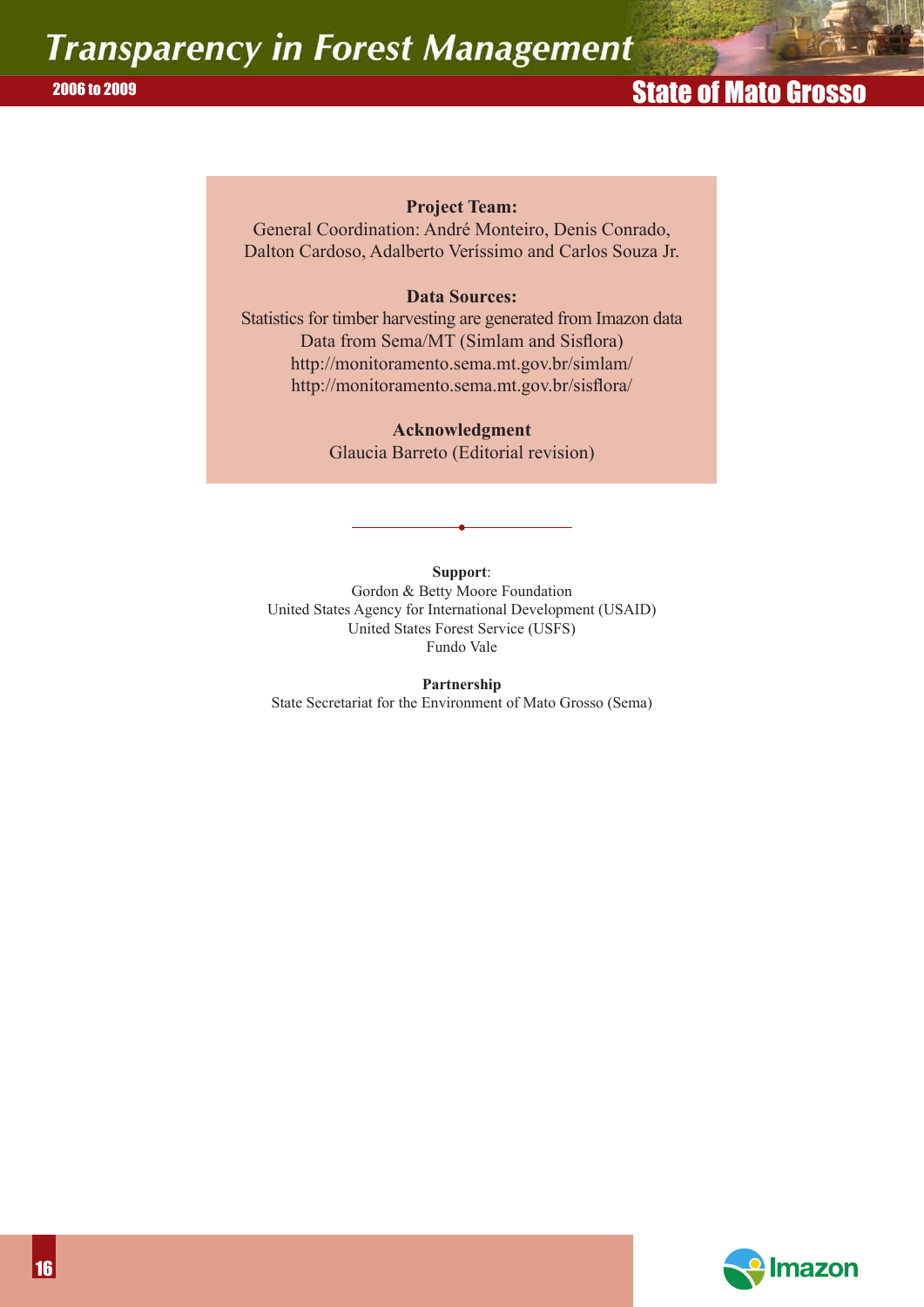**Project Team:**
General Coordination: André Monteiro, Denis Conrado, Dalton Cardoso, Adalberto Veríssimo and Carlos Souza Jr.

**Data Sources:**
Statistics for timber harvesting are generated from Imazon data
Data from Sema/MT (Simlam and Sisflora)
http://monitoramento.sema.mt.gov.br/simlam/
http://monitoramento.sema.mt.gov.br/sisflora/

**Acknowledgment**
Glaucia Barreto (Editorial revision)

**Support**:
Gordon & Betty Moore Foundation
United States Agency for International Development (USAID)
United States Forest Service (USFS)
Fundo Vale

**Partnership**
State Secretariat for the Environment of Mato Grosso (Sema)

Imazon